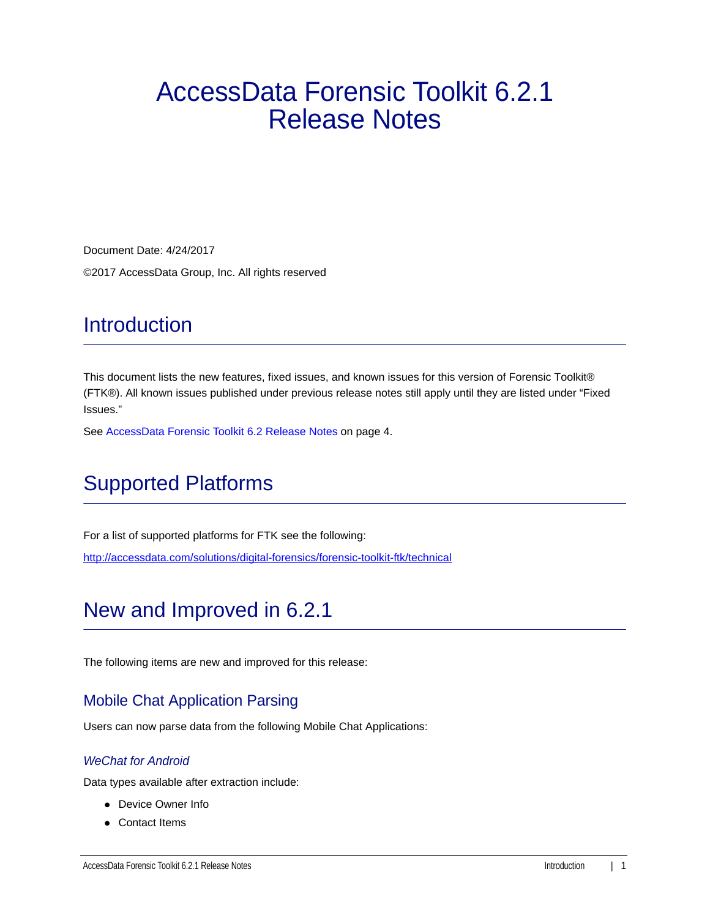# AccessData Forensic Toolkit 6.2.1 Release Notes

Document Date: 4/24/2017

©2017 AccessData Group, Inc. All rights reserved

## Introduction

This document lists the new features, fixed issues, and known issues for this version of Forensic Toolkit® (FTK®). All known issues published under previous release notes still apply until they are listed under “Fixed Issues.”

See AccessData Forensic Toolkit 6.2 Release Notes on page 4.

## Supported Platforms

For a list of supported platforms for FTK see the following:

http://accessdata.com/solutions/digital-forensics/forensic-toolkit-ftk/technical

## New and Improved in 6.2.1

The following items are new and improved for this release:

### Mobile Chat Application Parsing

Users can now parse data from the following Mobile Chat Applications:

#### *WeChat for Android*

Data types available after extraction include:

- Device Owner Info
- Contact Items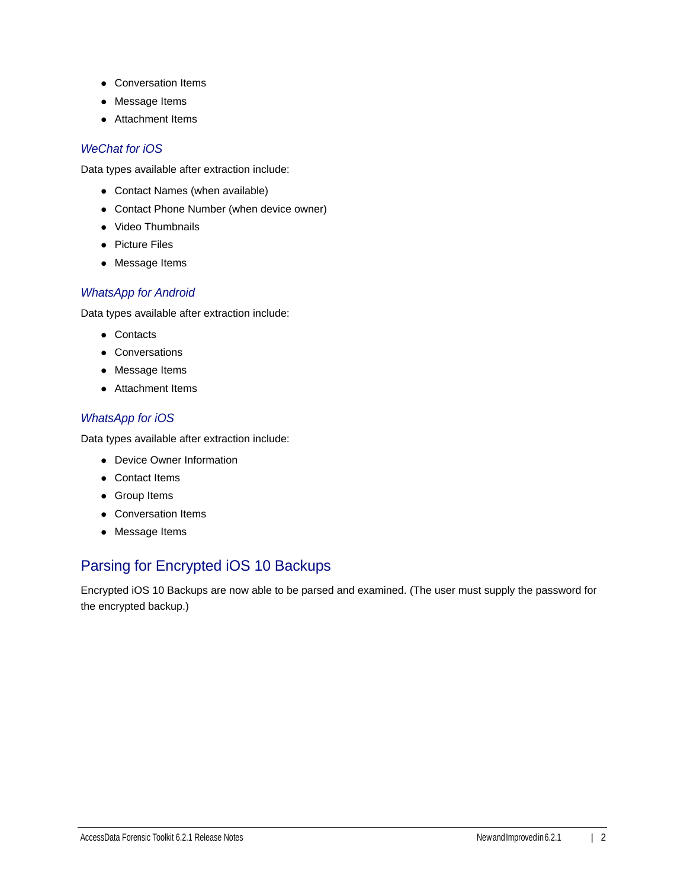- Conversation Items
- Message Items
- Attachment Items

### *WeChat for iOS*

Data types available after extraction include:

- Contact Names (when available)
- Contact Phone Number (when device owner)
- Video Thumbnails
- Picture Files
- Message Items

### *WhatsApp for Android*

Data types available after extraction include:

- Contacts
- Conversations
- Message Items
- Attachment Items

### *WhatsApp for iOS*

Data types available after extraction include:

- Device Owner Information
- Contact Items
- Group Items
- Conversation Items
- Message Items

## Parsing for Encrypted iOS 10 Backups

Encrypted iOS 10 Backups are now able to be parsed and examined. (The user must supply the password for the encrypted backup.)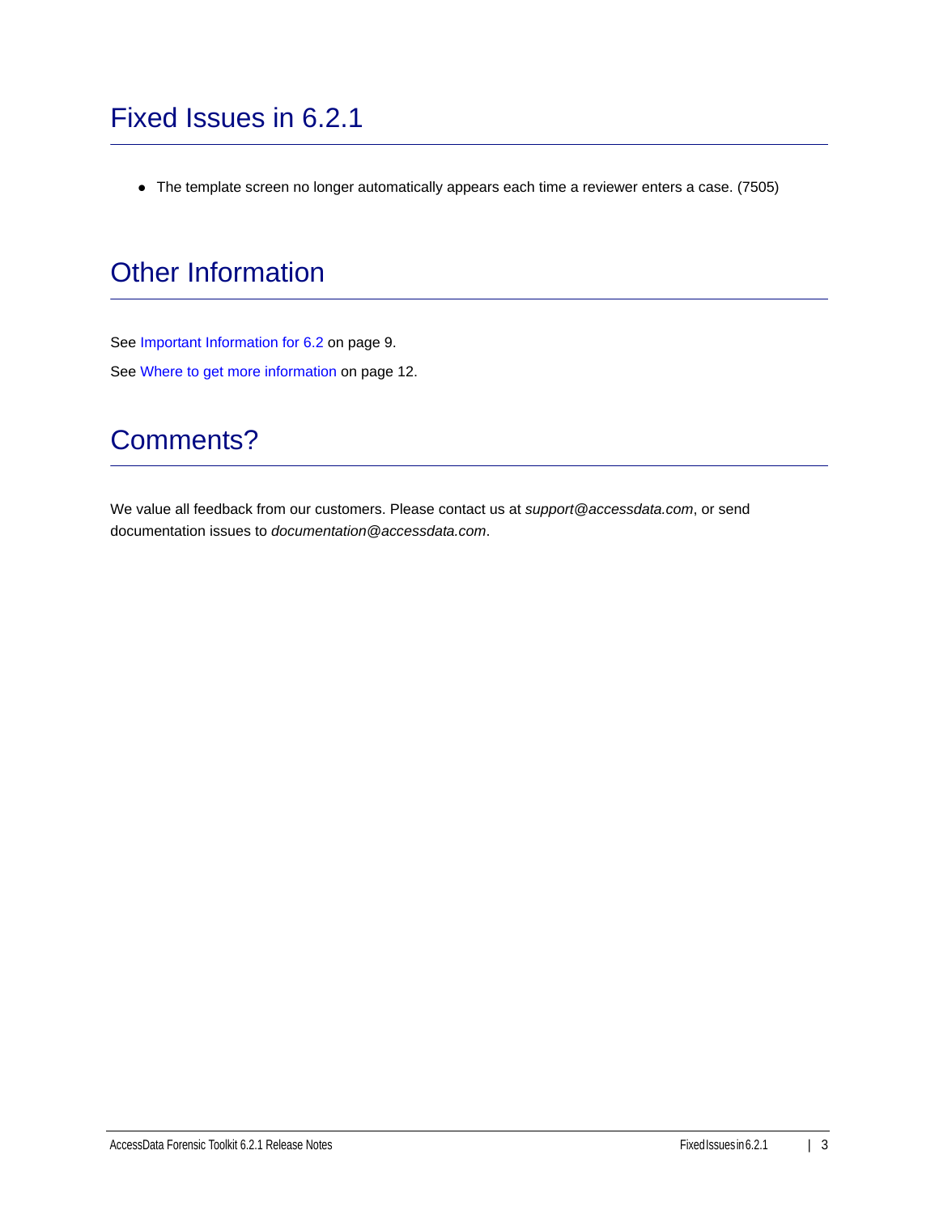## Fixed Issues in 6.2.1

- The template screen no longer automatically appears each time a reviewer enters a case. (7505)

## Other Information

See Important Information for 6.2 on page 9.

See Where to get more information on page 12.

## Comments?

We value all feedback from our customers. Please contact us at *support@accessdata.com*, or send documentation issues to *documentation@accessdata.com*.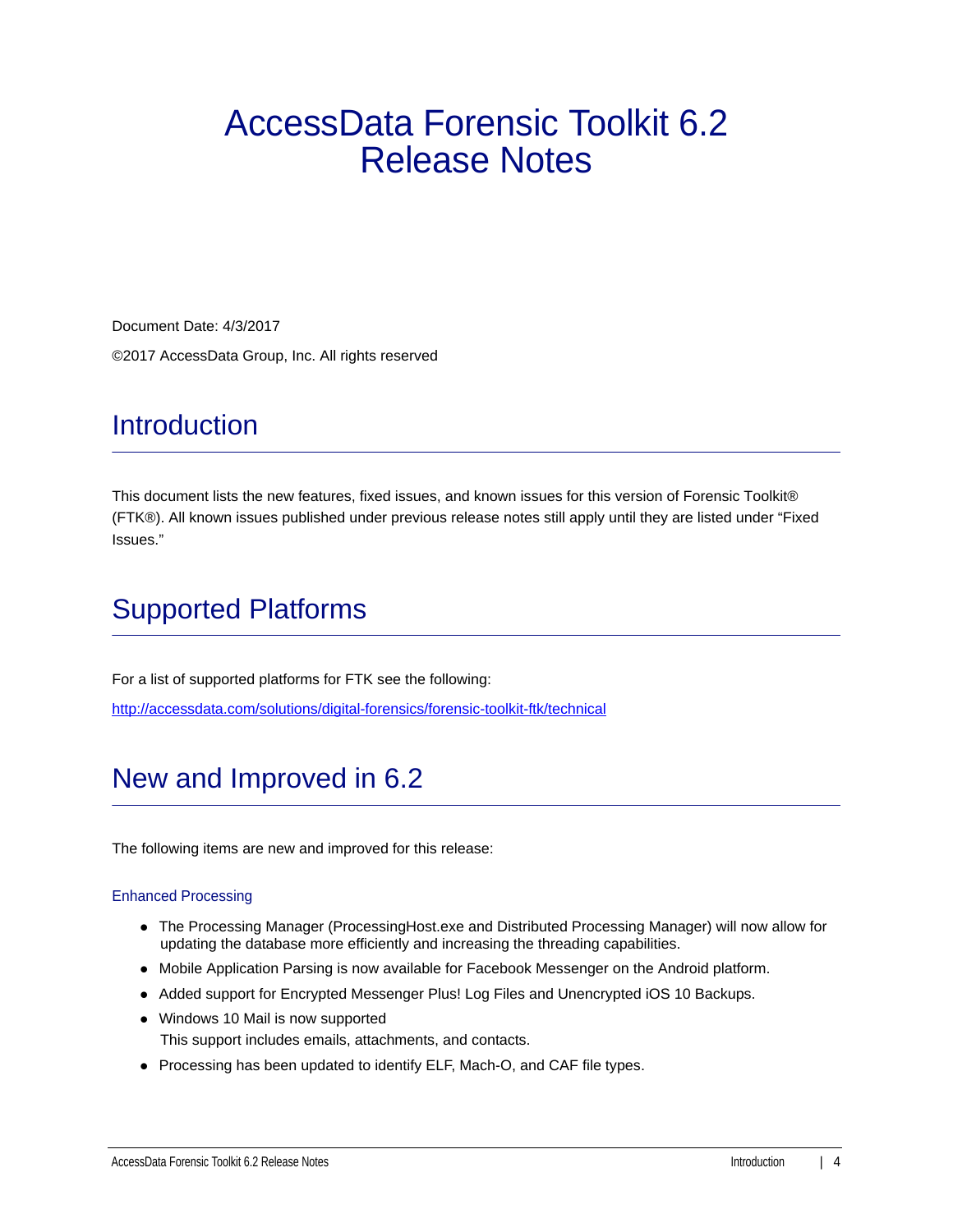# AccessData Forensic Toolkit 6.2 Release Notes

Document Date: 4/3/2017

©2017 AccessData Group, Inc. All rights reserved

## Introduction

This document lists the new features, fixed issues, and known issues for this version of Forensic Toolkit® (FTK®). All known issues published under previous release notes still apply until they are listed under "Fixed Issues."

## Supported Platforms

For a list of supported platforms for FTK see the following:

http://accessdata.com/solutions/digital-forensics/forensic-toolkit-ftk/technical

## New and Improved in 6.2

The following items are new and improved for this release:

### Enhanced Processing

- The Processing Manager (ProcessingHost.exe and Distributed Processing Manager) will now allow for updating the database more efficiently and increasing the threading capabilities.
- Mobile Application Parsing is now available for Facebook Messenger on the Android platform.
- Added support for Encrypted Messenger Plus! Log Files and Unencrypted iOS 10 Backups.
- Windows 10 Mail is now supported
  This support includes emails, attachments, and contacts.
- Processing has been updated to identify ELF, Mach-O, and CAF file types.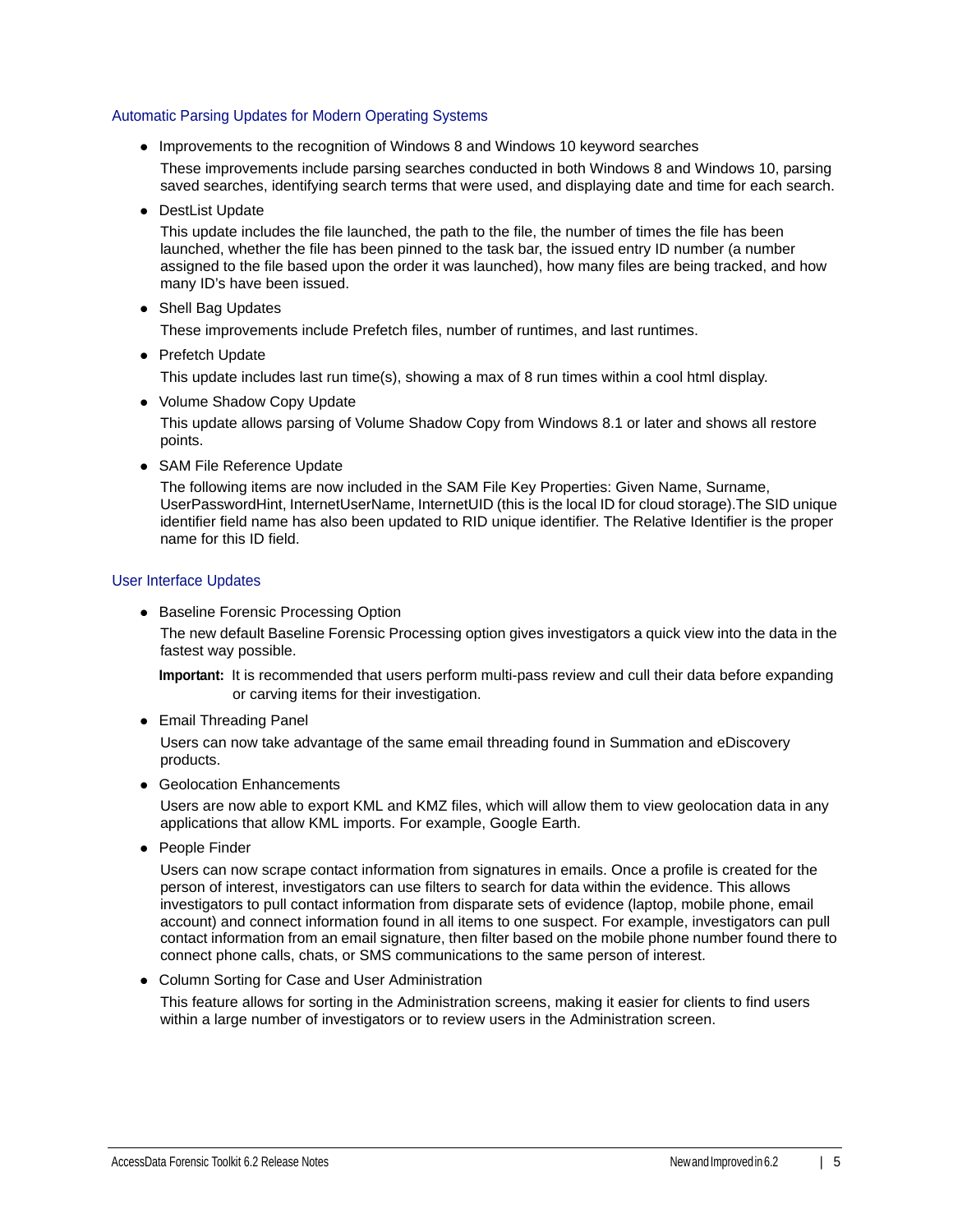### Automatic Parsing Updates for Modern Operating Systems

- Improvements to the recognition of Windows 8 and Windows 10 keyword searches

  These improvements include parsing searches conducted in both Windows 8 and Windows 10, parsing saved searches, identifying search terms that were used, and displaying date and time for each search.

- DestList Update

  This update includes the file launched, the path to the file, the number of times the file has been launched, whether the file has been pinned to the task bar, the issued entry ID number (a number assigned to the file based upon the order it was launched), how many files are being tracked, and how many ID's have been issued.

- Shell Bag Updates

  These improvements include Prefetch files, number of runtimes, and last runtimes.

- Prefetch Update

  This update includes last run time(s), showing a max of 8 run times within a cool html display.

- Volume Shadow Copy Update

  This update allows parsing of Volume Shadow Copy from Windows 8.1 or later and shows all restore points.

- SAM File Reference Update

  The following items are now included in the SAM File Key Properties: Given Name, Surname, UserPasswordHint, InternetUserName, InternetUID (this is the local ID for cloud storage).The SID unique identifier field name has also been updated to RID unique identifier. The Relative Identifier is the proper name for this ID field.

### User Interface Updates

- Baseline Forensic Processing Option

  The new default Baseline Forensic Processing option gives investigators a quick view into the data in the fastest way possible.

  **Important:** It is recommended that users perform multi-pass review and cull their data before expanding or carving items for their investigation.

- Email Threading Panel

  Users can now take advantage of the same email threading found in Summation and eDiscovery products.

- Geolocation Enhancements

  Users are now able to export KML and KMZ files, which will allow them to view geolocation data in any applications that allow KML imports. For example, Google Earth.

- People Finder

  Users can now scrape contact information from signatures in emails. Once a profile is created for the person of interest, investigators can use filters to search for data within the evidence. This allows investigators to pull contact information from disparate sets of evidence (laptop, mobile phone, email account) and connect information found in all items to one suspect. For example, investigators can pull contact information from an email signature, then filter based on the mobile phone number found there to connect phone calls, chats, or SMS communications to the same person of interest.

- Column Sorting for Case and User Administration

  This feature allows for sorting in the Administration screens, making it easier for clients to find users within a large number of investigators or to review users in the Administration screen.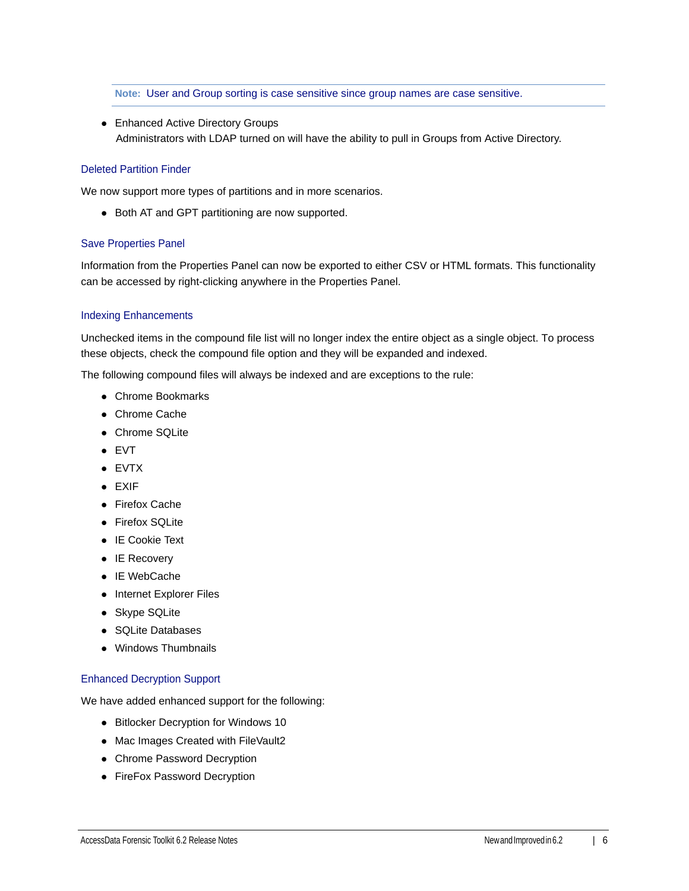**Note:** User and Group sorting is case sensitive since group names are case sensitive.

- Enhanced Active Directory Groups
  Administrators with LDAP turned on will have the ability to pull in Groups from Active Directory.

### Deleted Partition Finder

We now support more types of partitions and in more scenarios.

- Both AT and GPT partitioning are now supported.

### Save Properties Panel

Information from the Properties Panel can now be exported to either CSV or HTML formats. This functionality can be accessed by right-clicking anywhere in the Properties Panel.

### Indexing Enhancements

Unchecked items in the compound file list will no longer index the entire object as a single object. To process these objects, check the compound file option and they will be expanded and indexed.

The following compound files will always be indexed and are exceptions to the rule:

- Chrome Bookmarks
- Chrome Cache
- Chrome SQLite
- EVT
- EVTX
- EXIF
- Firefox Cache
- Firefox SQLite
- IE Cookie Text
- IE Recovery
- IE WebCache
- Internet Explorer Files
- Skype SQLite
- SQLite Databases
- Windows Thumbnails

### Enhanced Decryption Support

We have added enhanced support for the following:

- Bitlocker Decryption for Windows 10
- Mac Images Created with FileVault2
- Chrome Password Decryption
- FireFox Password Decryption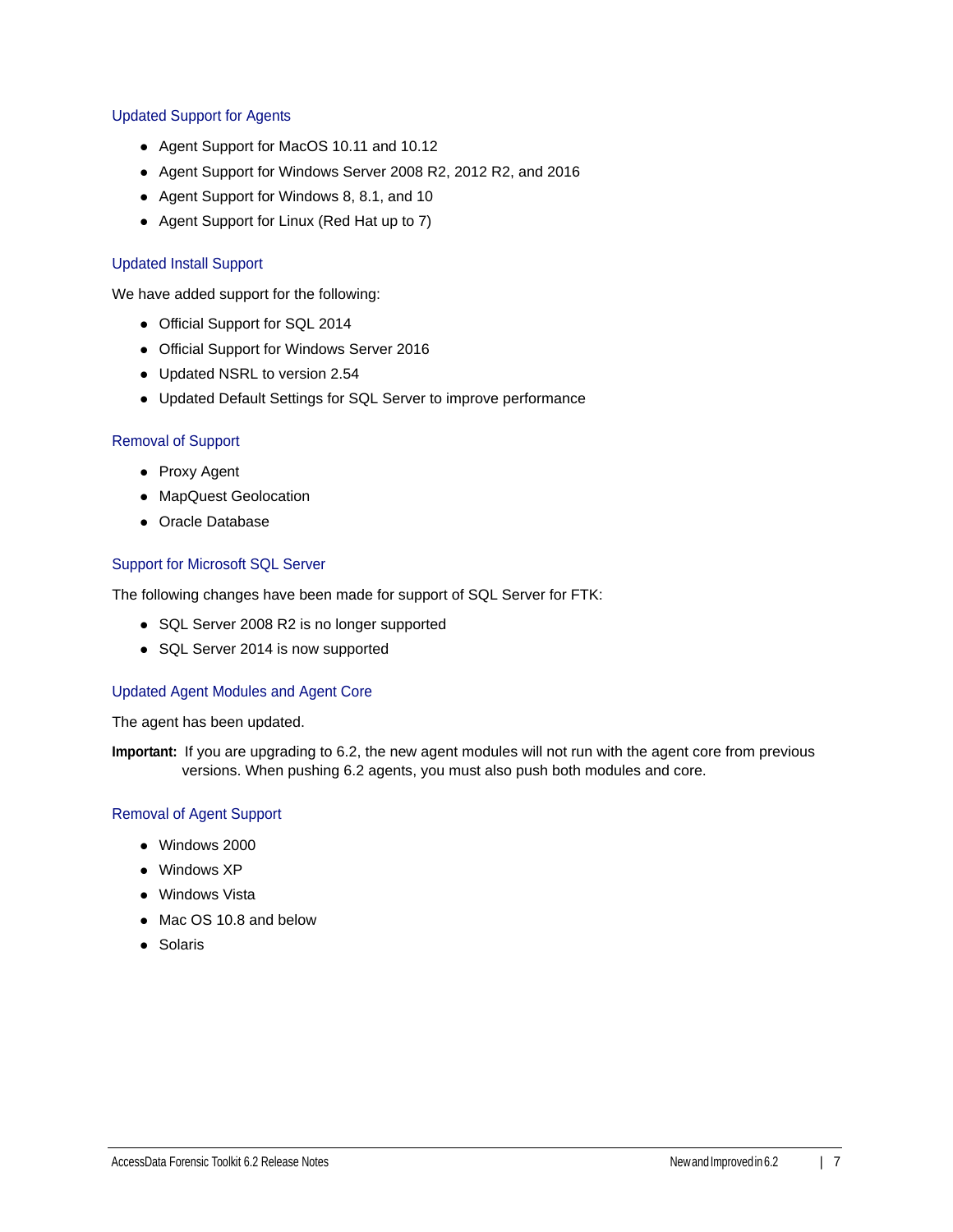### Updated Support for Agents

- Agent Support for MacOS 10.11 and 10.12
- Agent Support for Windows Server 2008 R2, 2012 R2, and 2016
- Agent Support for Windows 8, 8.1, and 10
- Agent Support for Linux (Red Hat up to 7)

### Updated Install Support

We have added support for the following:

- Official Support for SQL 2014
- Official Support for Windows Server 2016
- Updated NSRL to version 2.54
- Updated Default Settings for SQL Server to improve performance

### Removal of Support

- Proxy Agent
- MapQuest Geolocation
- Oracle Database

### Support for Microsoft SQL Server

The following changes have been made for support of SQL Server for FTK:

- SQL Server 2008 R2 is no longer supported
- SQL Server 2014 is now supported

### Updated Agent Modules and Agent Core

The agent has been updated.

**Important:** If you are upgrading to 6.2, the new agent modules will not run with the agent core from previous versions. When pushing 6.2 agents, you must also push both modules and core.

### Removal of Agent Support

- Windows 2000
- Windows XP
- Windows Vista
- Mac OS 10.8 and below
- Solaris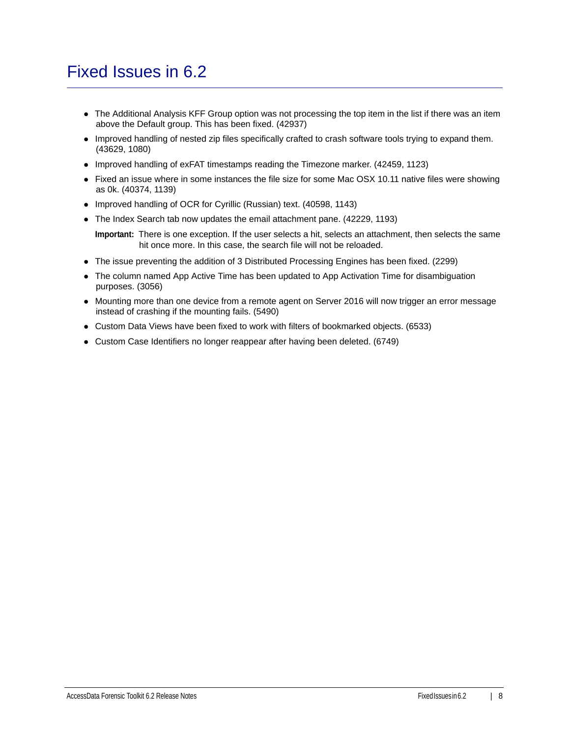# Fixed Issues in 6.2

- The Additional Analysis KFF Group option was not processing the top item in the list if there was an item above the Default group. This has been fixed. (42937)
- Improved handling of nested zip files specifically crafted to crash software tools trying to expand them. (43629, 1080)
- Improved handling of exFAT timestamps reading the Timezone marker. (42459, 1123)
- Fixed an issue where in some instances the file size for some Mac OSX 10.11 native files were showing as 0k. (40374, 1139)
- Improved handling of OCR for Cyrillic (Russian) text. (40598, 1143)
- The Index Search tab now updates the email attachment pane. (42229, 1193)

  **Important:** There is one exception. If the user selects a hit, selects an attachment, then selects the same hit once more. In this case, the search file will not be reloaded.
- The issue preventing the addition of 3 Distributed Processing Engines has been fixed. (2299)
- The column named App Active Time has been updated to App Activation Time for disambiguation purposes. (3056)
- Mounting more than one device from a remote agent on Server 2016 will now trigger an error message instead of crashing if the mounting fails. (5490)
- Custom Data Views have been fixed to work with filters of bookmarked objects. (6533)
- Custom Case Identifiers no longer reappear after having been deleted. (6749)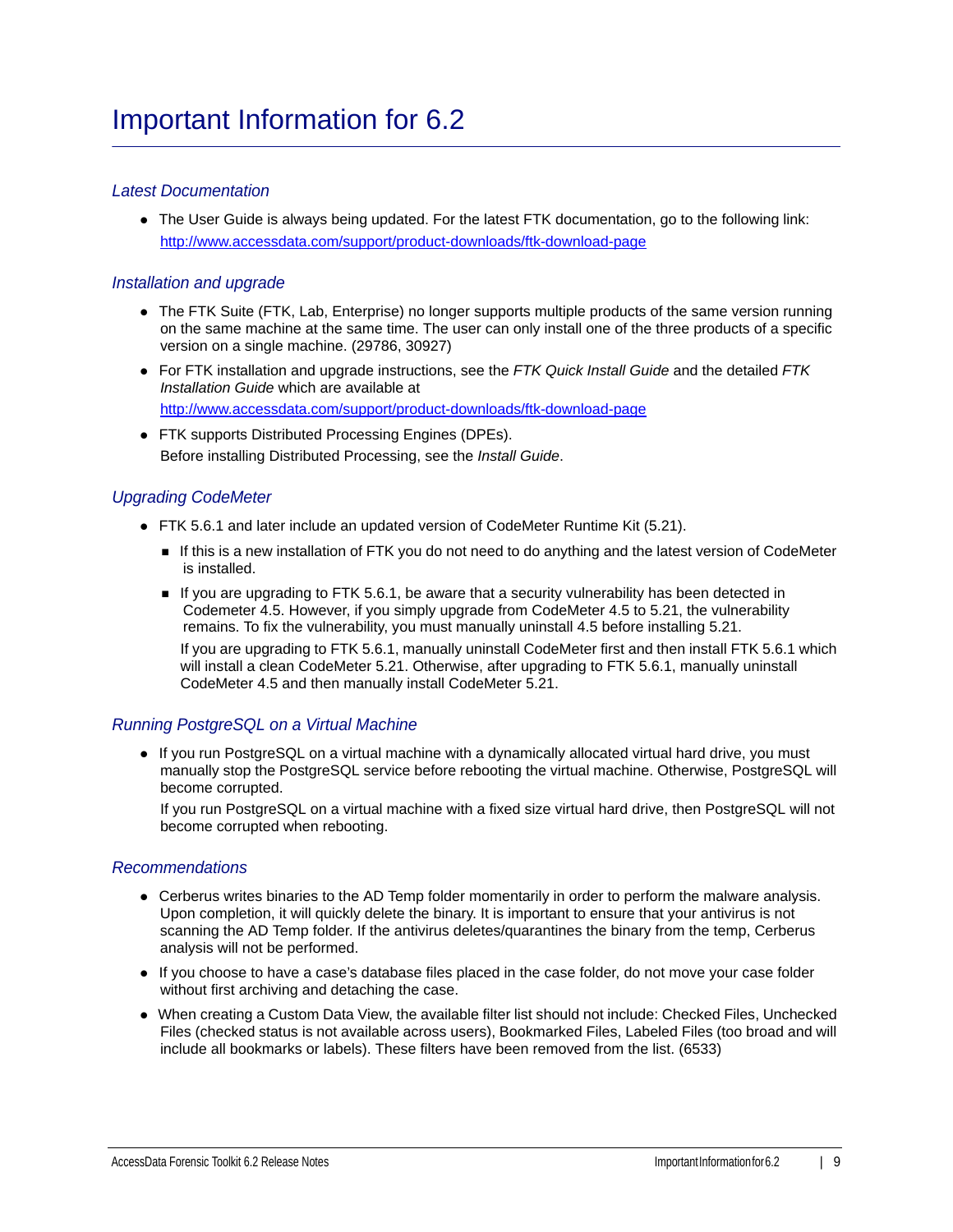# Important Information for 6.2

### *Latest Documentation*

- The User Guide is always being updated. For the latest FTK documentation, go to the following link: [http://www.accessdata.com/support/product-downloads/ftk-download-page](http://www.accessdata.com/support/product-downloads/ftk-download-page)

### *Installation and upgrade*

- The FTK Suite (FTK, Lab, Enterprise) no longer supports multiple products of the same version running on the same machine at the same time. The user can only install one of the three products of a specific version on a single machine. (29786, 30927)
- For FTK installation and upgrade instructions, see the *FTK Quick Install Guide* and the detailed *FTK Installation Guide* which are available at [http://www.accessdata.com/support/product-downloads/ftk-download-page](http://www.accessdata.com/support/product-downloads/ftk-download-page)
- FTK supports Distributed Processing Engines (DPEs).
  Before installing Distributed Processing, see the *Install Guide*.

### *Upgrading CodeMeter*

- FTK 5.6.1 and later include an updated version of CodeMeter Runtime Kit (5.21).
  - If this is a new installation of FTK you do not need to do anything and the latest version of CodeMeter is installed.
  - If you are upgrading to FTK 5.6.1, be aware that a security vulnerability has been detected in Codemeter 4.5. However, if you simply upgrade from CodeMeter 4.5 to 5.21, the vulnerability remains. To fix the vulnerability, you must manually uninstall 4.5 before installing 5.21.

    If you are upgrading to FTK 5.6.1, manually uninstall CodeMeter first and then install FTK 5.6.1 which will install a clean CodeMeter 5.21. Otherwise, after upgrading to FTK 5.6.1, manually uninstall CodeMeter 4.5 and then manually install CodeMeter 5.21.

### *Running PostgreSQL on a Virtual Machine*

- If you run PostgreSQL on a virtual machine with a dynamically allocated virtual hard drive, you must manually stop the PostgreSQL service before rebooting the virtual machine. Otherwise, PostgreSQL will become corrupted.

  If you run PostgreSQL on a virtual machine with a fixed size virtual hard drive, then PostgreSQL will not become corrupted when rebooting.

### *Recommendations*

- Cerberus writes binaries to the AD Temp folder momentarily in order to perform the malware analysis. Upon completion, it will quickly delete the binary. It is important to ensure that your antivirus is not scanning the AD Temp folder. If the antivirus deletes/quarantines the binary from the temp, Cerberus analysis will not be performed.
- If you choose to have a case's database files placed in the case folder, do not move your case folder without first archiving and detaching the case.
- When creating a Custom Data View, the available filter list should not include: Checked Files, Unchecked Files (checked status is not available across users), Bookmarked Files, Labeled Files (too broad and will include all bookmarks or labels). These filters have been removed from the list. (6533)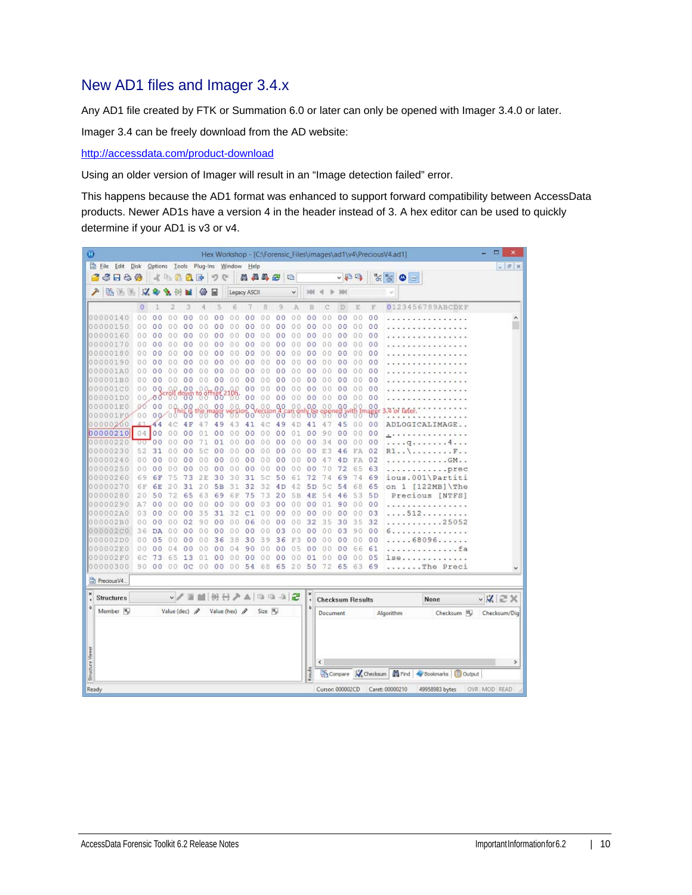# New AD1 files and Imager 3.4.x

Any AD1 file created by FTK or Summation 6.0 or later can only be opened with Imager 3.4.0 or later.

Imager 3.4 can be freely download from the AD website:

http://accessdata.com/product-download

Using an older version of Imager will result in an “Image detection failed” error.

This happens because the AD1 format was enhanced to support forward compatibility between AccessData products. Newer AD1s have a version 4 in the header instead of 3. A hex editor can be used to quickly determine if your AD1 is v3 or v4.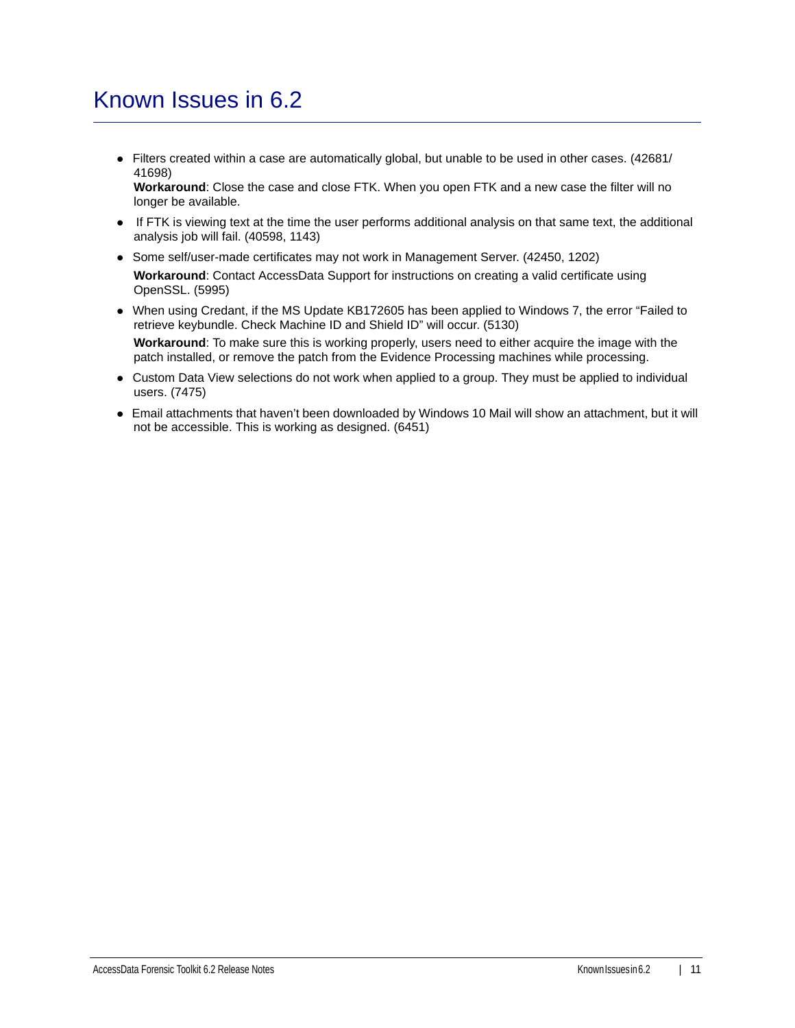# Known Issues in 6.2

- Filters created within a case are automatically global, but unable to be used in other cases. (42681/ 41698)
  **Workaround**: Close the case and close FTK. When you open FTK and a new case the filter will no longer be available.
- If FTK is viewing text at the time the user performs additional analysis on that same text, the additional analysis job will fail. (40598, 1143)
- Some self/user-made certificates may not work in Management Server. (42450, 1202)
  **Workaround**: Contact AccessData Support for instructions on creating a valid certificate using OpenSSL. (5995)
- When using Credant, if the MS Update KB172605 has been applied to Windows 7, the error “Failed to retrieve keybundle. Check Machine ID and Shield ID” will occur. (5130)
  **Workaround**: To make sure this is working properly, users need to either acquire the image with the patch installed, or remove the patch from the Evidence Processing machines while processing.
- Custom Data View selections do not work when applied to a group. They must be applied to individual users. (7475)
- Email attachments that haven’t been downloaded by Windows 10 Mail will show an attachment, but it will not be accessible. This is working as designed. (6451)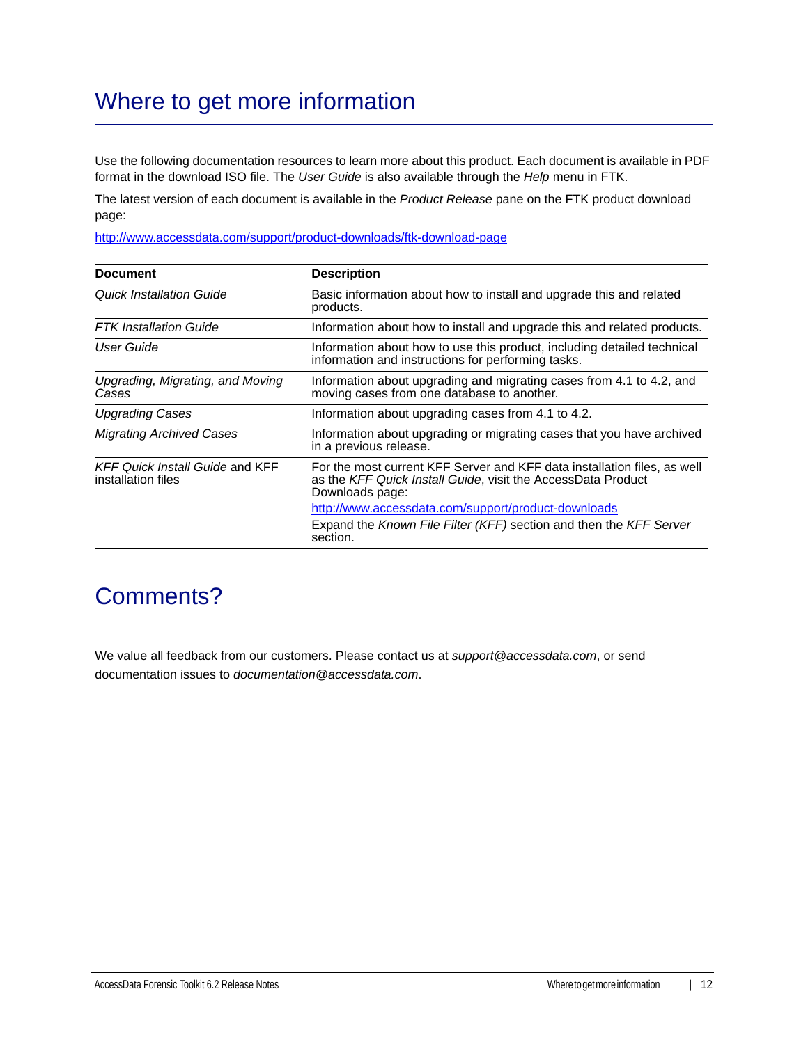# Where to get more information

Use the following documentation resources to learn more about this product. Each document is available in PDF format in the download ISO file. The *User Guide* is also available through the *Help* menu in FTK.

The latest version of each document is available in the *Product Release* pane on the FTK product download page:

http://www.accessdata.com/support/product-downloads/ftk-download-page

| Document | Description |
|---|---|
| *Quick Installation Guide* | Basic information about how to install and upgrade this and related products. |
| *FTK Installation Guide* | Information about how to install and upgrade this and related products. |
| *User Guide* | Information about how to use this product, including detailed technical information and instructions for performing tasks. |
| *Upgrading, Migrating, and Moving Cases* | Information about upgrading and migrating cases from 4.1 to 4.2, and moving cases from one database to another. |
| *Upgrading Cases* | Information about upgrading cases from 4.1 to 4.2. |
| *Migrating Archived Cases* | Information about upgrading or migrating cases that you have archived in a previous release. |
| *KFF Quick Install Guide* and KFF installation files | For the most current KFF Server and KFF data installation files, as well as the *KFF Quick Install Guide*, visit the AccessData Product Downloads page: http://www.accessdata.com/support/product-downloads Expand the *Known File Filter (KFF)* section and then the *KFF Server* section. |

# Comments?

We value all feedback from our customers. Please contact us at *support@accessdata.com*, or send documentation issues to *documentation@accessdata.com*.